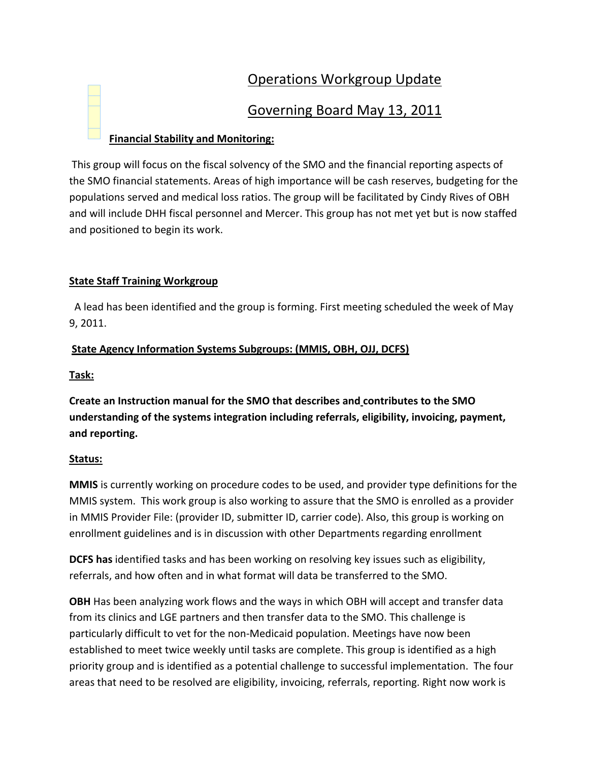# Operations Workgroup Update

# Governing Board May 13, 2011

**Financial Stability and Monitoring:**

This group will focus on the fiscal solvency of the SMO and the financial reporting aspects of the SMO financial statements. Areas of high importance will be cash reserves, budgeting for the populations served and medical loss ratios. The group will be facilitated by Cindy Rives of OBH and will include DHH fiscal personnel and Mercer. This group has not met yet but is now staffed and positioned to begin its work.

**State Staff Training Workgroup**

A lead has been identified and the group is forming. First meeting scheduled the week of May 9, 2011.

**State Agency Information Systems Subgroups: (MMIS, OBH, OJJ, DCFS)**

**Task:**

**Create an Instruction manual for the SMO that describes and contributes to the SMO understanding of the systems integration including referrals, eligibility, invoicing, payment, and reporting.**

**Status:**

**MMIS** is currently working on procedure codes to be used, and provider type definitions for the MMIS system. This work group is also working to assure that the SMO is enrolled as a provider in MMIS Provider File: (provider ID, submitter ID, carrier code). Also, this group is working on enrollment guidelines and is in discussion with other Departments regarding enrollment

**DCFS has** identified tasks and has been working on resolving key issues such as eligibility, referrals, and how often and in what format will data be transferred to the SMO.

**OBH** Has been analyzing work flows and the ways in which OBH will accept and transfer data from its clinics and LGE partners and then transfer data to the SMO. This challenge is particularly difficult to vet for the non-Medicaid population. Meetings have now been established to meet twice weekly until tasks are complete. This group is identified as a high priority group and is identified as a potential challenge to successful implementation. The four areas that need to be resolved are eligibility, invoicing, referrals, reporting. Right now work is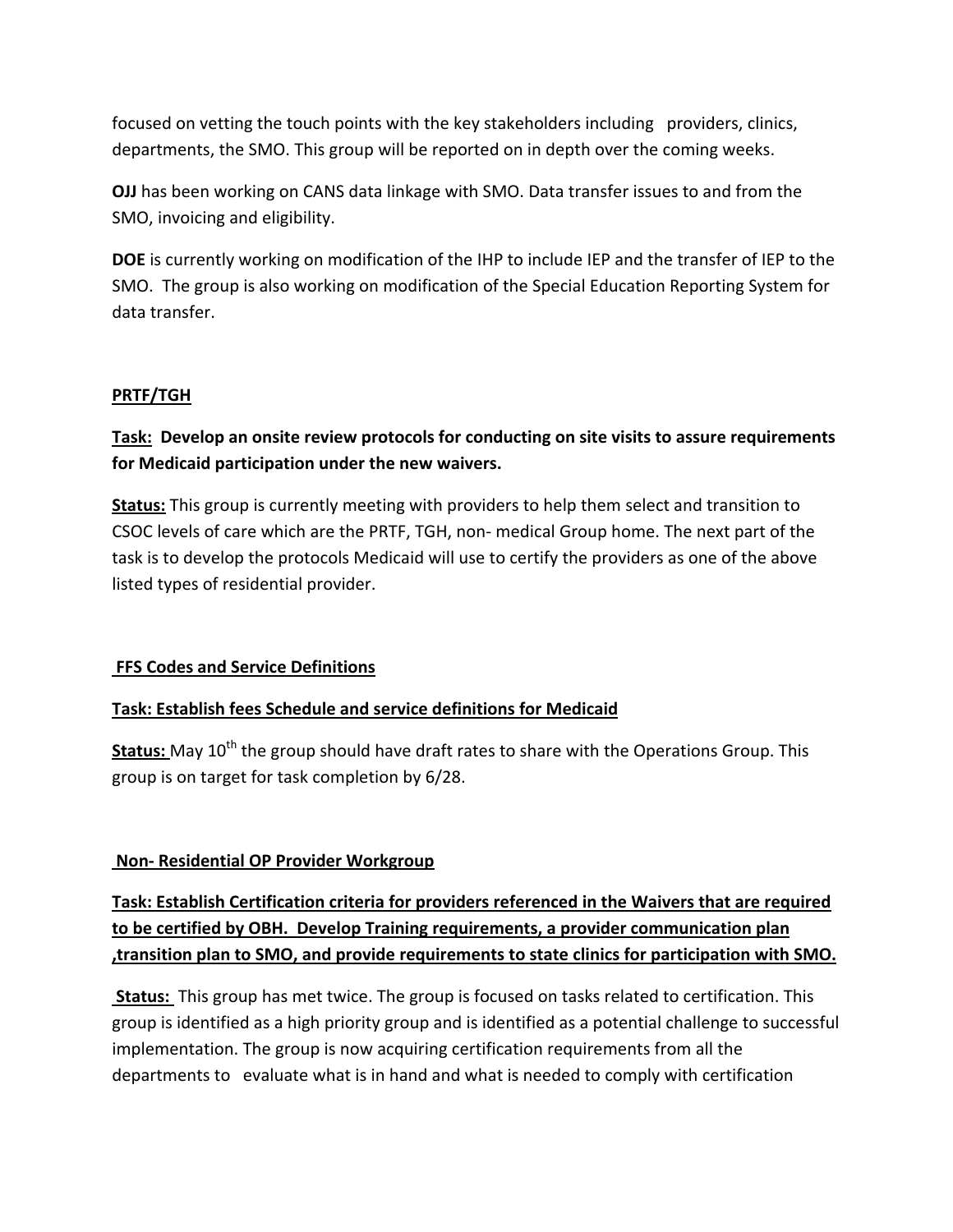focused on vetting the touch points with the key stakeholders including providers, clinics, departments, the SMO. This group will be reported on in depth over the coming weeks.

**OJJ** has been working on CANS data linkage with SMO. Data transfer issues to and from the SMO, invoicing and eligibility.

**DOE** is currently working on modification of the IHP to include IEP and the transfer of IEP to the SMO. The group is also working on modification of the Special Education Reporting System for data transfer.

## PRTF/TGH

**Task: Develop an onsite review protocols for conducting on site visits to assure requirements for Medicaid participation under the new waivers.**

**Status:** This group is currently meeting with providers to help them select and transition to CSOC levels of care which are the PRTF, TGH, non- medical Group home. The next part of the task is to develop the protocols Medicaid will use to certify the providers as one of the above listed types of residential provider.

## FFS Codes and Service Definitions

**Task: Establish fees Schedule and service definitions for Medicaid**

**Status:** May 10th the group should have draft rates to share with the Operations Group. This group is on target for task completion by 6/28.

## Non- Residential OP Provider Workgroup

**Task: Establish Certification criteria for providers referenced in the Waivers that are required to be certified by OBH. Develop Training requirements, a provider communication plan ,transition plan to SMO, and provide requirements to state clinics for participation with SMO.**

**Status:** This group has met twice. The group is focused on tasks related to certification. This group is identified as a high priority group and is identified as a potential challenge to successful implementation. The group is now acquiring certification requirements from all the departments to evaluate what is in hand and what is needed to comply with certification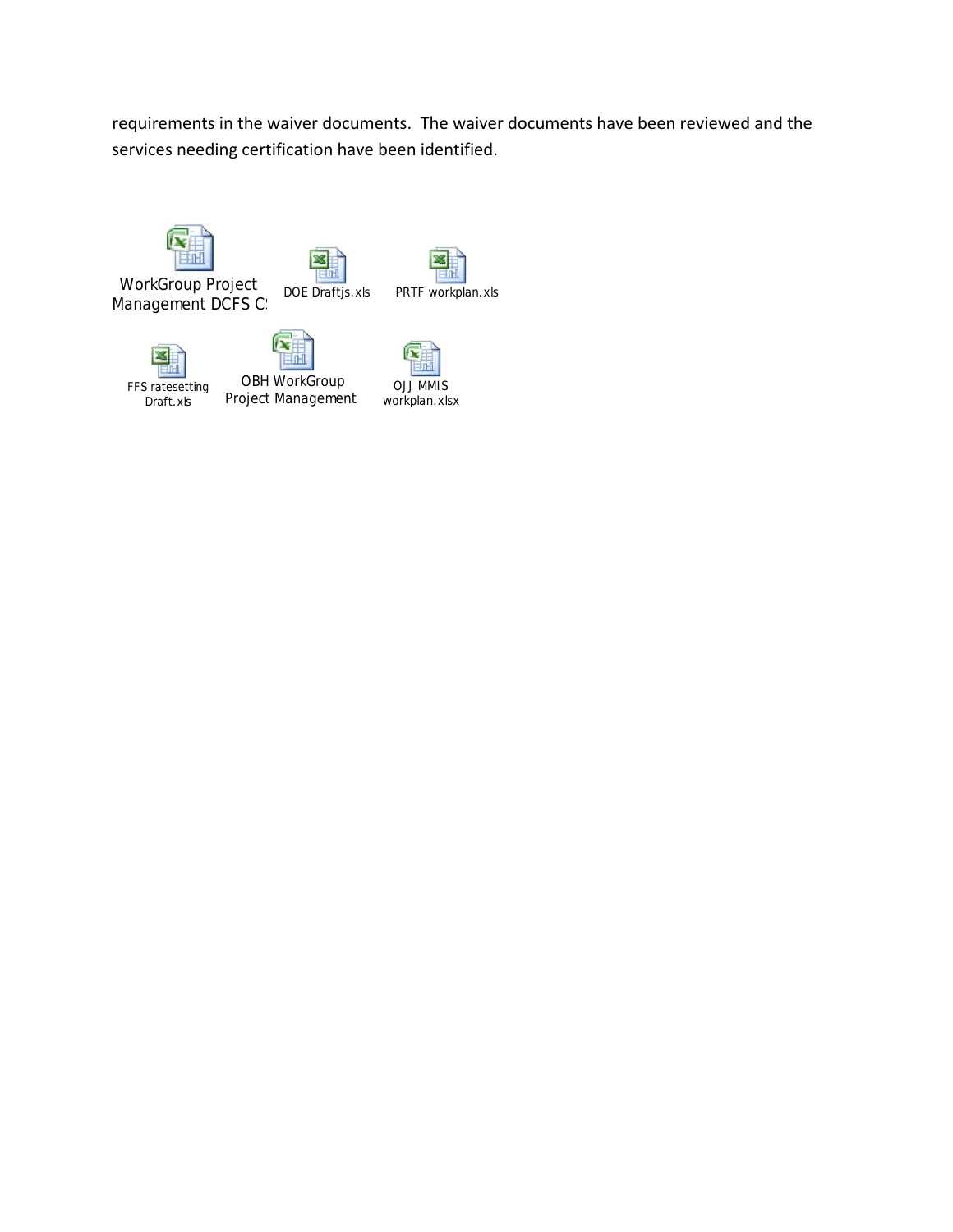requirements in the waiver documents. The waiver documents have been reviewed and the services needing certification have been identified.

WorkGroup Project Management DCFS C!

DOE Draftjs.xls

PRTF workplan.xls

FFS ratesetting Draft.xls

OBH WorkGroup Project Management

OJJ MMIS workplan.xlsx